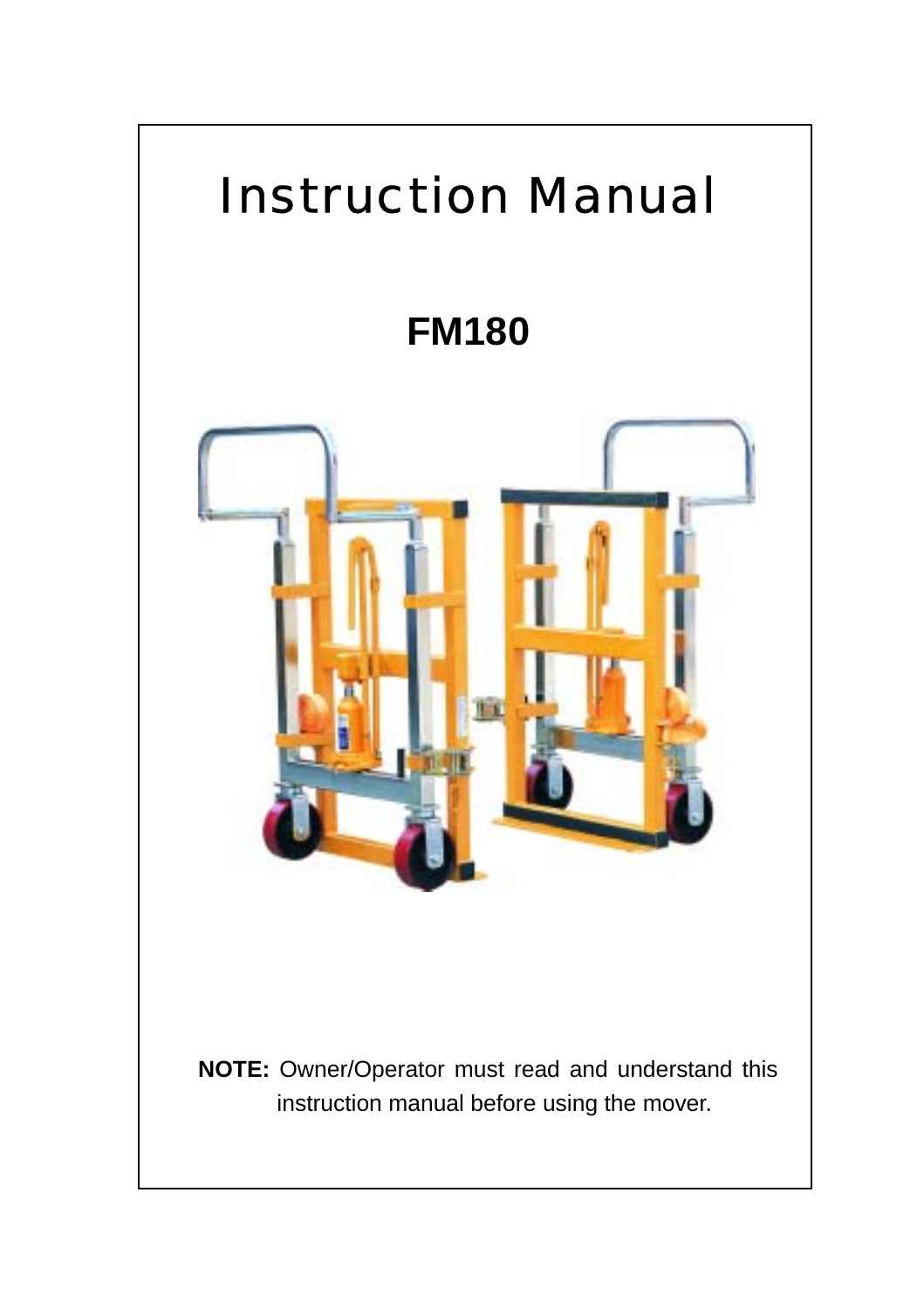# Instruction Manual

## FM180

**NOTE:** Owner/Operator must read and understand this instruction manual before using the mover.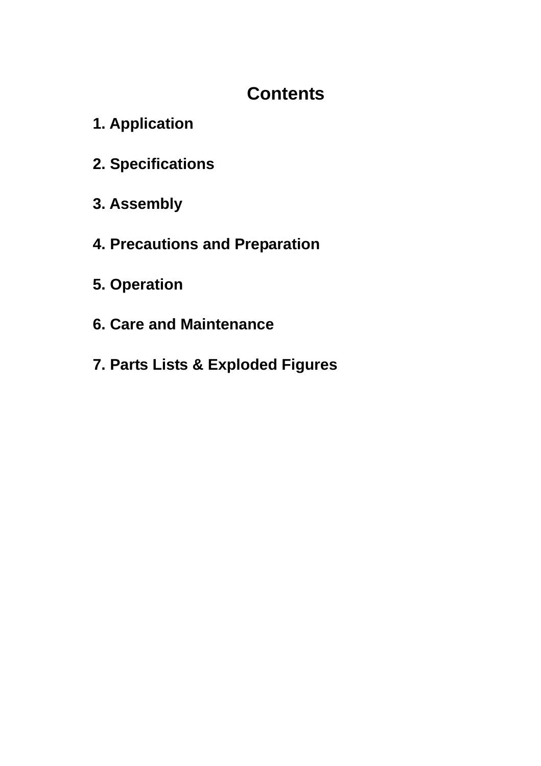# Contents

**1. Application**

**2. Specifications**

**3. Assembly**

**4. Precautions and Preparation**

**5. Operation**

**6. Care and Maintenance**

**7. Parts Lists & Exploded Figures**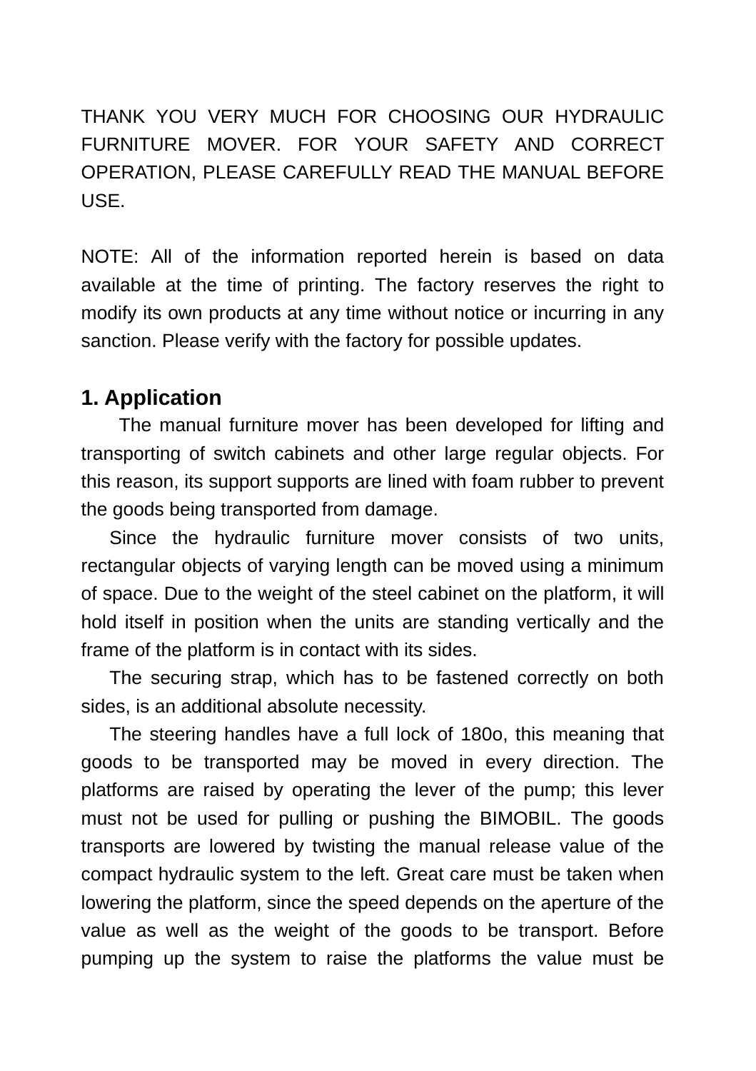THANK YOU VERY MUCH FOR CHOOSING OUR HYDRAULIC FURNITURE MOVER. FOR YOUR SAFETY AND CORRECT OPERATION, PLEASE CAREFULLY READ THE MANUAL BEFORE USE.

NOTE: All of the information reported herein is based on data available at the time of printing. The factory reserves the right to modify its own products at any time without notice or incurring in any sanction. Please verify with the factory for possible updates.

## 1. Application

The manual furniture mover has been developed for lifting and transporting of switch cabinets and other large regular objects. For this reason, its support supports are lined with foam rubber to prevent the goods being transported from damage.

Since the hydraulic furniture mover consists of two units, rectangular objects of varying length can be moved using a minimum of space. Due to the weight of the steel cabinet on the platform, it will hold itself in position when the units are standing vertically and the frame of the platform is in contact with its sides.

The securing strap, which has to be fastened correctly on both sides, is an additional absolute necessity.

The steering handles have a full lock of 180o, this meaning that goods to be transported may be moved in every direction. The platforms are raised by operating the lever of the pump; this lever must not be used for pulling or pushing the BIMOBIL. The goods transports are lowered by twisting the manual release value of the compact hydraulic system to the left. Great care must be taken when lowering the platform, since the speed depends on the aperture of the value as well as the weight of the goods to be transport. Before pumping up the system to raise the platforms the value must be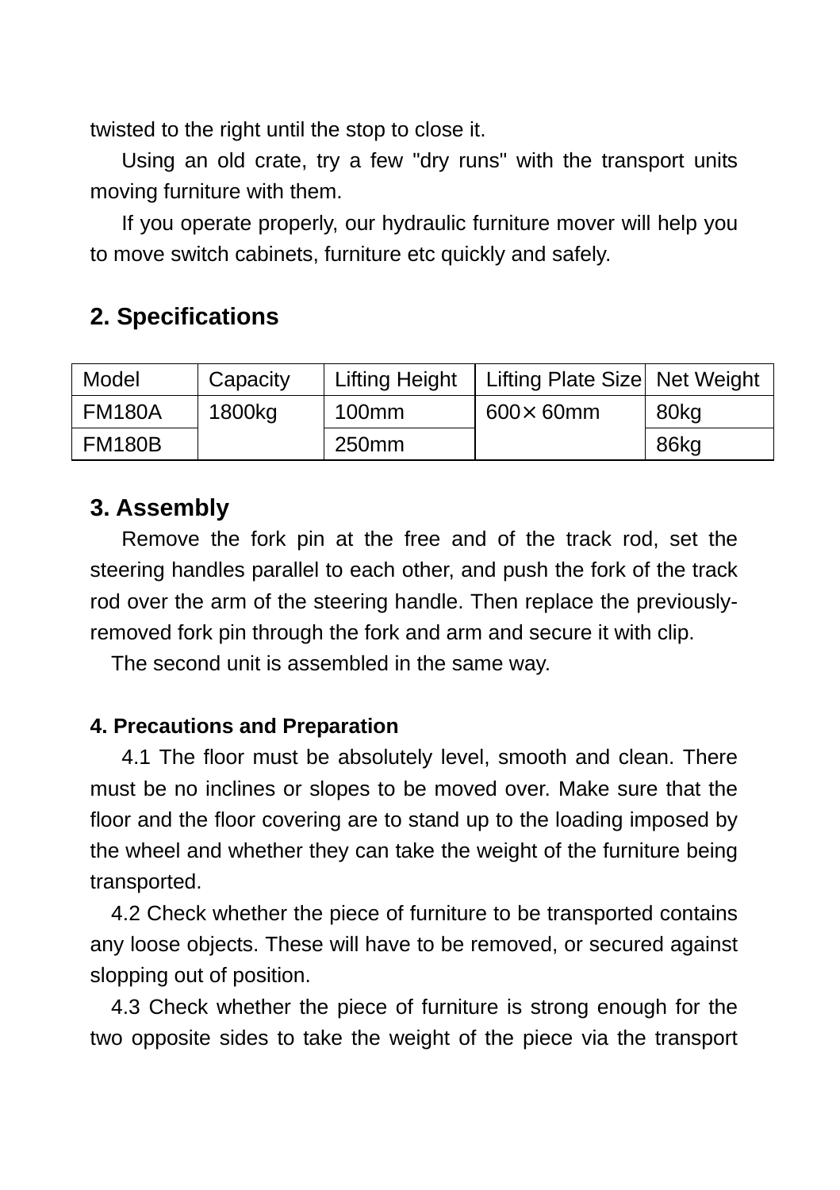twisted to the right until the stop to close it.

Using an old crate, try a few "dry runs" with the transport units moving furniture with them.

If you operate properly, our hydraulic furniture mover will help you to move switch cabinets, furniture etc quickly and safely.

## 2. Specifications

| Model | Capacity | Lifting Height | Lifting Plate Size | Net Weight |
|---|---|---|---|---|
| FM180A | 1800kg | 100mm | 600× 60mm | 80kg |
| FM180B | | 250mm | | 86kg |

## 3. Assembly

Remove the fork pin at the free and of the track rod, set the steering handles parallel to each other, and push the fork of the track rod over the arm of the steering handle. Then replace the previously-removed fork pin through the fork and arm and secure it with clip.

The second unit is assembled in the same way.

### 4. Precautions and Preparation

4.1 The floor must be absolutely level, smooth and clean. There must be no inclines or slopes to be moved over. Make sure that the floor and the floor covering are to stand up to the loading imposed by the wheel and whether they can take the weight of the furniture being transported.

4.2 Check whether the piece of furniture to be transported contains any loose objects. These will have to be removed, or secured against slopping out of position.

4.3 Check whether the piece of furniture is strong enough for the two opposite sides to take the weight of the piece via the transport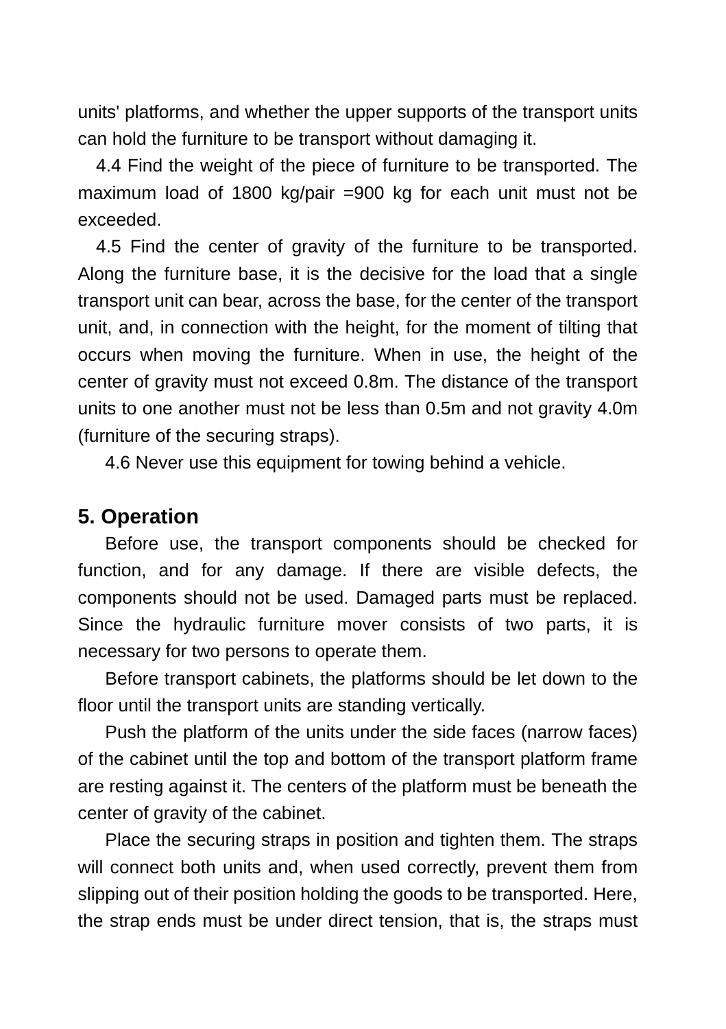units' platforms, and whether the upper supports of the transport units can hold the furniture to be transport without damaging it.

4.4 Find the weight of the piece of furniture to be transported. The maximum load of 1800 kg/pair =900 kg for each unit must not be exceeded.

4.5 Find the center of gravity of the furniture to be transported. Along the furniture base, it is the decisive for the load that a single transport unit can bear, across the base, for the center of the transport unit, and, in connection with the height, for the moment of tilting that occurs when moving the furniture. When in use, the height of the center of gravity must not exceed 0.8m. The distance of the transport units to one another must not be less than 0.5m and not gravity 4.0m (furniture of the securing straps).

4.6 Never use this equipment for towing behind a vehicle.

## 5. Operation

Before use, the transport components should be checked for function, and for any damage. If there are visible defects, the components should not be used. Damaged parts must be replaced. Since the hydraulic furniture mover consists of two parts, it is necessary for two persons to operate them.

Before transport cabinets, the platforms should be let down to the floor until the transport units are standing vertically.

Push the platform of the units under the side faces (narrow faces) of the cabinet until the top and bottom of the transport platform frame are resting against it. The centers of the platform must be beneath the center of gravity of the cabinet.

Place the securing straps in position and tighten them. The straps will connect both units and, when used correctly, prevent them from slipping out of their position holding the goods to be transported. Here, the strap ends must be under direct tension, that is, the straps must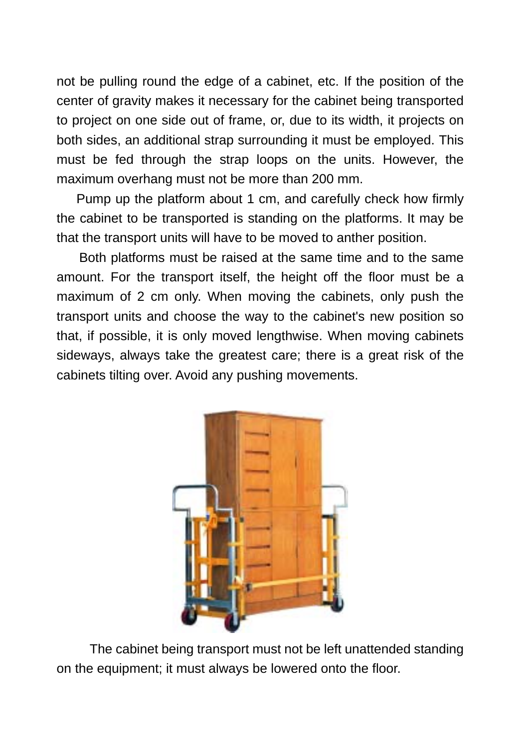not be pulling round the edge of a cabinet, etc. If the position of the center of gravity makes it necessary for the cabinet being transported to project on one side out of frame, or, due to its width, it projects on both sides, an additional strap surrounding it must be employed. This must be fed through the strap loops on the units. However, the maximum overhang must not be more than 200 mm.

Pump up the platform about 1 cm, and carefully check how firmly the cabinet to be transported is standing on the platforms. It may be that the transport units will have to be moved to anther position.

Both platforms must be raised at the same time and to the same amount. For the transport itself, the height off the floor must be a maximum of 2 cm only. When moving the cabinets, only push the transport units and choose the way to the cabinet's new position so that, if possible, it is only moved lengthwise. When moving cabinets sideways, always take the greatest care; there is a great risk of the cabinets tilting over. Avoid any pushing movements.

The cabinet being transport must not be left unattended standing on the equipment; it must always be lowered onto the floor.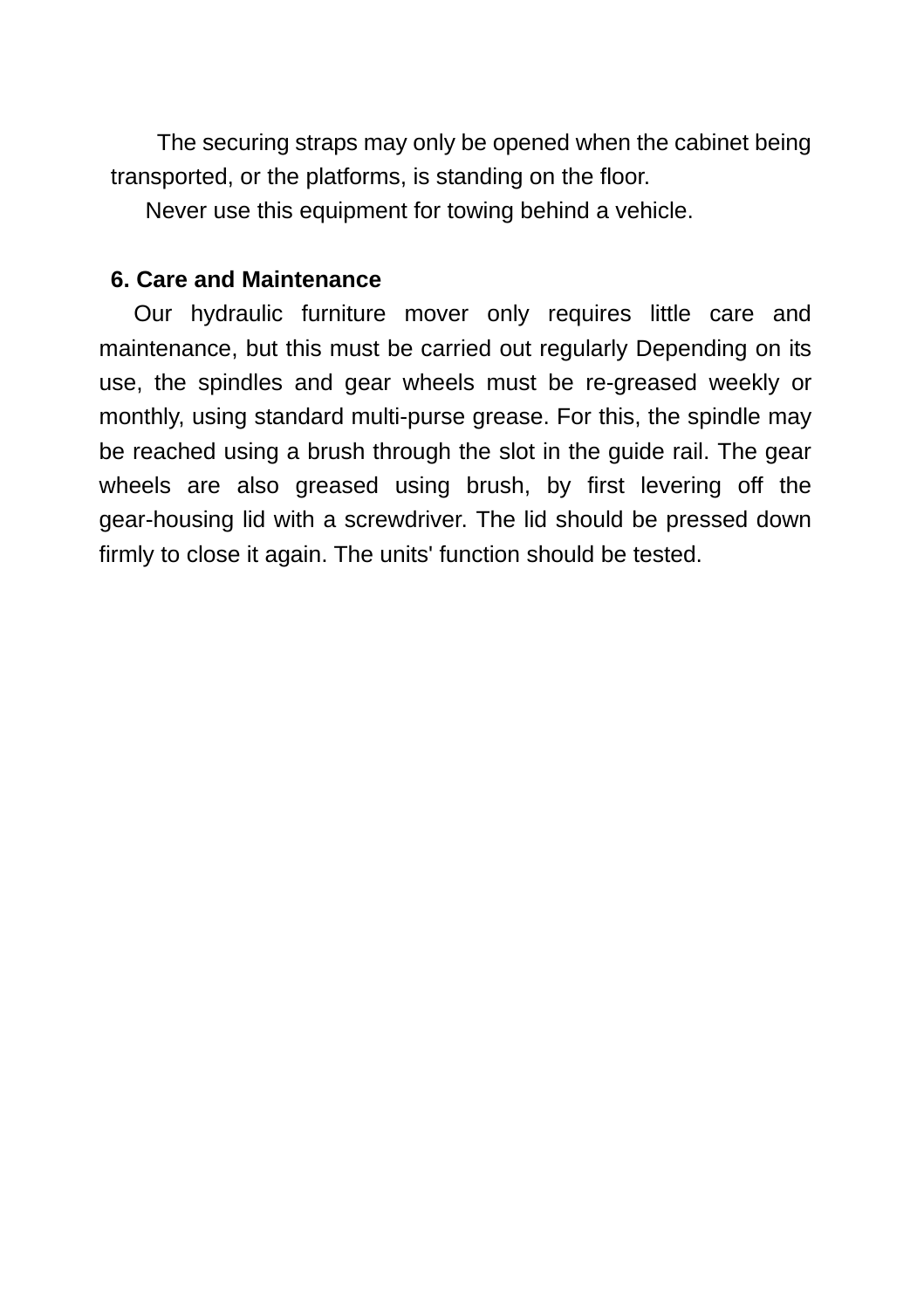The securing straps may only be opened when the cabinet being transported, or the platforms, is standing on the floor.

Never use this equipment for towing behind a vehicle.

## 6. Care and Maintenance

Our hydraulic furniture mover only requires little care and maintenance, but this must be carried out regularly Depending on its use, the spindles and gear wheels must be re-greased weekly or monthly, using standard multi-purse grease. For this, the spindle may be reached using a brush through the slot in the guide rail. The gear wheels are also greased using brush, by first levering off the gear-housing lid with a screwdriver. The lid should be pressed down firmly to close it again. The units' function should be tested.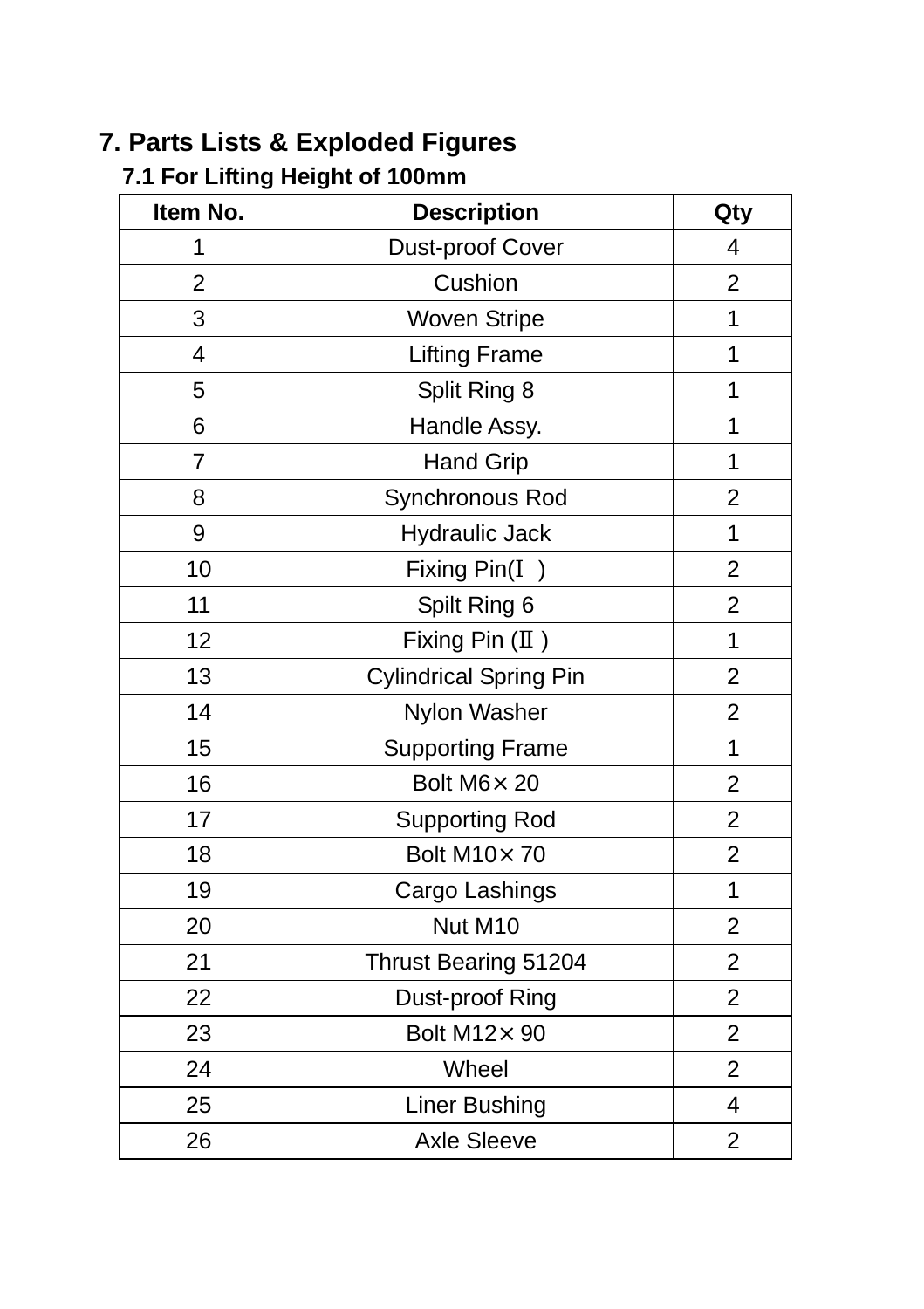## 7. Parts Lists & Exploded Figures

### 7.1 For Lifting Height of 100mm

| Item No. | Description | Qty |
|---|---|---|
| 1 | Dust-proof Cover | 4 |
| 2 | Cushion | 2 |
| 3 | Woven Stripe | 1 |
| 4 | Lifting Frame | 1 |
| 5 | Split Ring 8 | 1 |
| 6 | Handle Assy. | 1 |
| 7 | Hand Grip | 1 |
| 8 | Synchronous Rod | 2 |
| 9 | Hydraulic Jack | 1 |
| 10 | Fixing Pin(Ⅰ ) | 2 |
| 11 | Spilt Ring 6 | 2 |
| 12 | Fixing Pin (Ⅱ) | 1 |
| 13 | Cylindrical Spring Pin | 2 |
| 14 | Nylon Washer | 2 |
| 15 | Supporting Frame | 1 |
| 16 | Bolt M6× 20 | 2 |
| 17 | Supporting Rod | 2 |
| 18 | Bolt M10× 70 | 2 |
| 19 | Cargo Lashings | 1 |
| 20 | Nut M10 | 2 |
| 21 | Thrust Bearing 51204 | 2 |
| 22 | Dust-proof Ring | 2 |
| 23 | Bolt M12× 90 | 2 |
| 24 | Wheel | 2 |
| 25 | Liner Bushing | 4 |
| 26 | Axle Sleeve | 2 |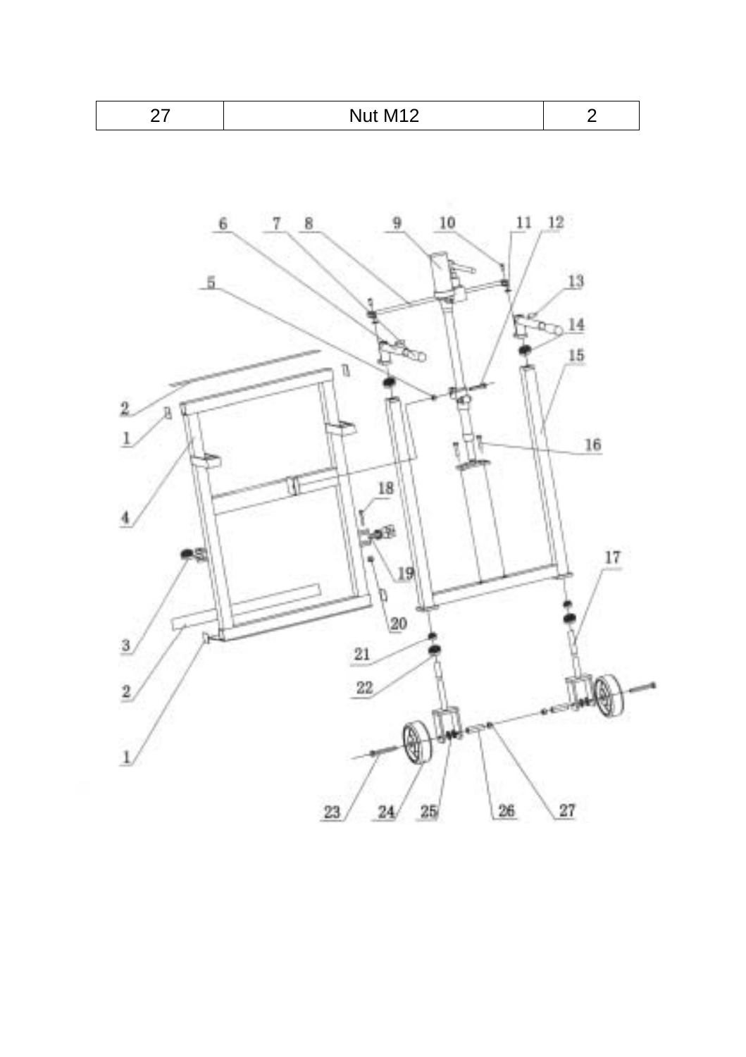| 27 | Nut M12 | 2 |
|---|---|---|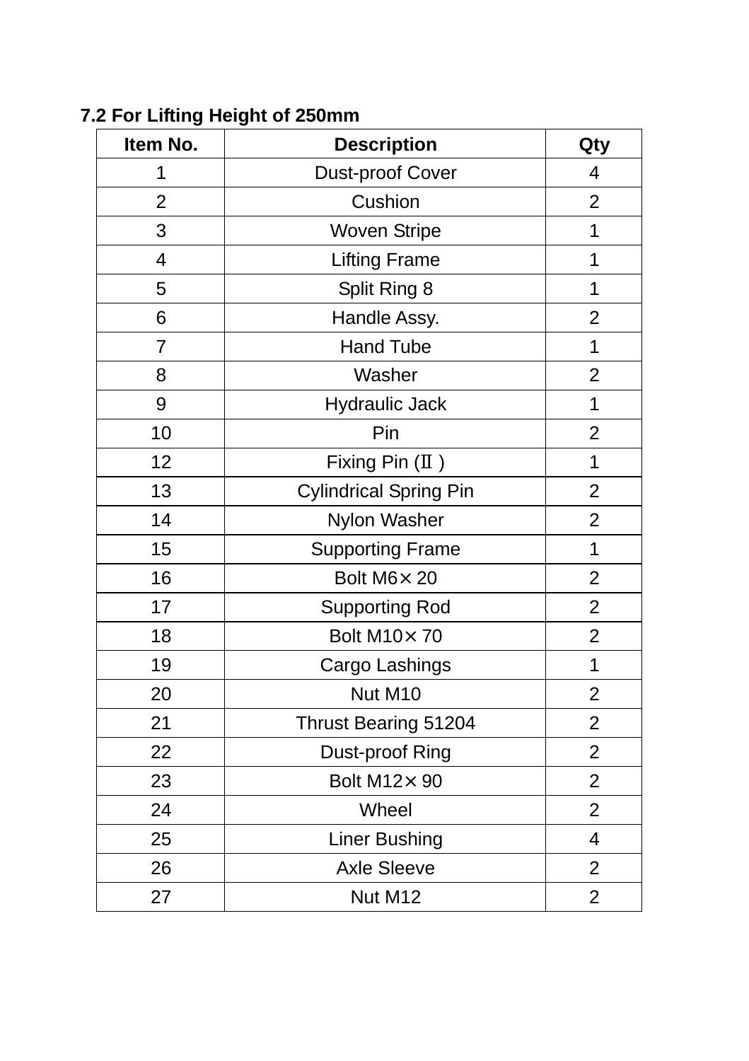### 7.2 For Lifting Height of 250mm

| Item No. | Description | Qty |
|---|---|---|
| 1 | Dust-proof Cover | 4 |
| 2 | Cushion | 2 |
| 3 | Woven Stripe | 1 |
| 4 | Lifting Frame | 1 |
| 5 | Split Ring 8 | 1 |
| 6 | Handle Assy. | 2 |
| 7 | Hand Tube | 1 |
| 8 | Washer | 2 |
| 9 | Hydraulic Jack | 1 |
| 10 | Pin | 2 |
| 12 | Fixing Pin (Ⅱ) | 1 |
| 13 | Cylindrical Spring Pin | 2 |
| 14 | Nylon Washer | 2 |
| 15 | Supporting Frame | 1 |
| 16 | Bolt M6× 20 | 2 |
| 17 | Supporting Rod | 2 |
| 18 | Bolt M10× 70 | 2 |
| 19 | Cargo Lashings | 1 |
| 20 | Nut M10 | 2 |
| 21 | Thrust Bearing 51204 | 2 |
| 22 | Dust-proof Ring | 2 |
| 23 | Bolt M12× 90 | 2 |
| 24 | Wheel | 2 |
| 25 | Liner Bushing | 4 |
| 26 | Axle Sleeve | 2 |
| 27 | Nut M12 | 2 |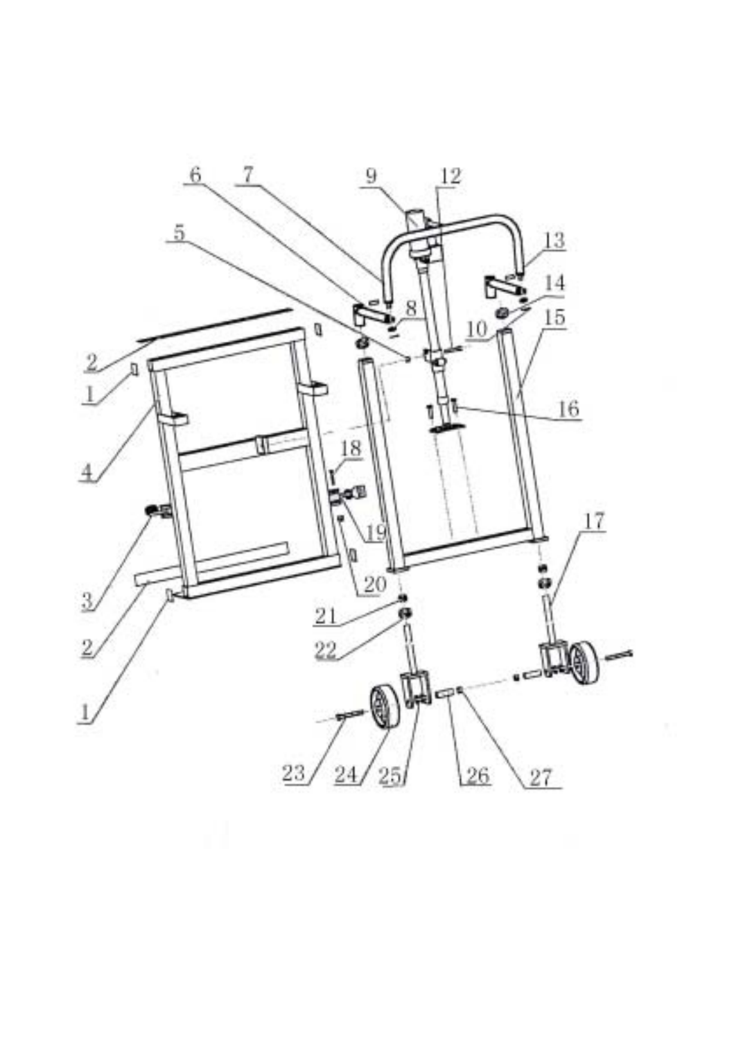6
7
9
12
5
13
8
14
10
15
2
1
16
4
18
3
19
17
20
2
21
22
1
23
24
25
26
27